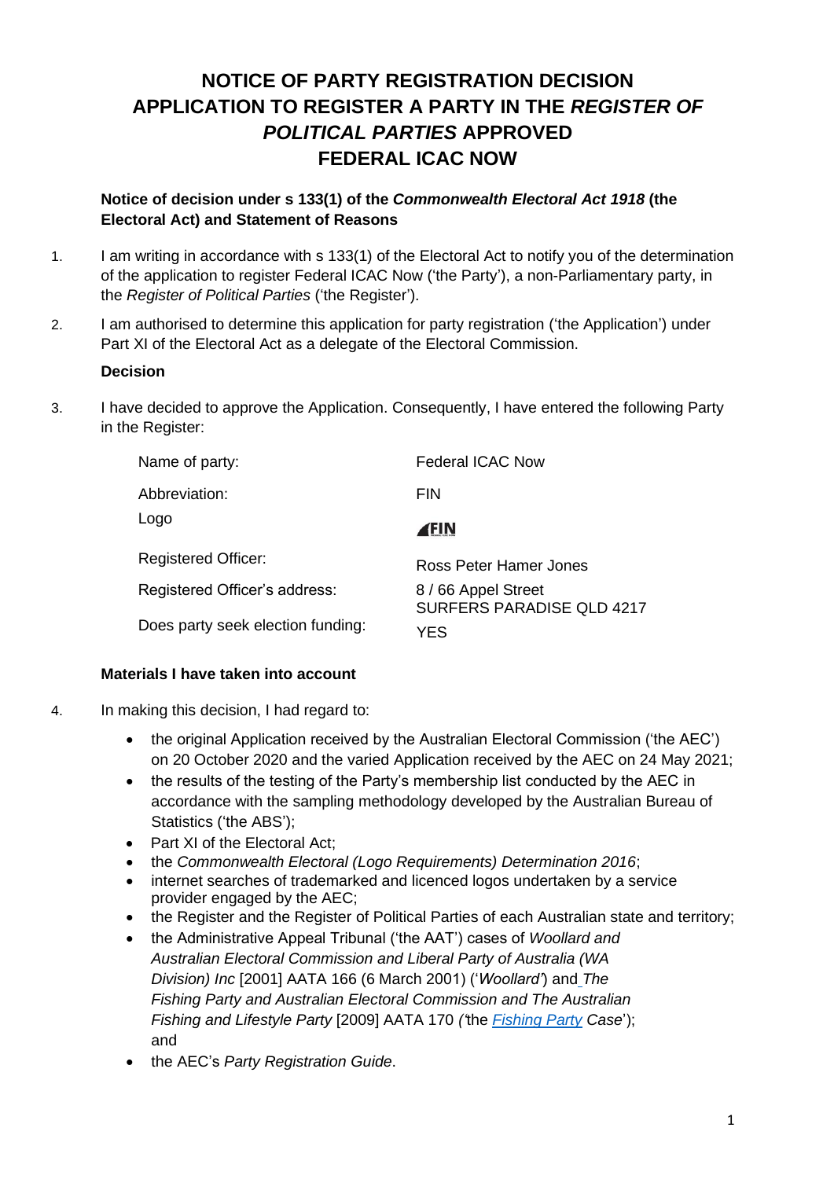# NOTICE OF PARTY REGISTRATION DECISION APPLICATION TO REGISTER A PARTY IN THE *REGISTER OF POLITICAL PARTIES* APPROVED FEDERAL ICAC NOW

**Notice of decision under s 133(1) of the *Commonwealth Electoral Act 1918* (the Electoral Act) and Statement of Reasons**

1. I am writing in accordance with s 133(1) of the Electoral Act to notify you of the determination of the application to register Federal ICAC Now ('the Party'), a non-Parliamentary party, in the *Register of Political Parties* ('the Register').

2. I am authorised to determine this application for party registration ('the Application') under Part XI of the Electoral Act as a delegate of the Electoral Commission.

**Decision**

3. I have decided to approve the Application. Consequently, I have entered the following Party in the Register:

| | |
|---|---|
| Name of party: | Federal ICAC Now |
| Abbreviation: | FIN |
| Logo | FIN |
| Registered Officer: | Ross Peter Hamer Jones |
| Registered Officer's address: | 8 / 66 Appel Street SURFERS PARADISE QLD 4217 |
| Does party seek election funding: | YES |

**Materials I have taken into account**

4. In making this decision, I had regard to:
   - the original Application received by the Australian Electoral Commission ('the AEC') on 20 October 2020 and the varied Application received by the AEC on 24 May 2021;
   - the results of the testing of the Party's membership list conducted by the AEC in accordance with the sampling methodology developed by the Australian Bureau of Statistics ('the ABS');
   - Part XI of the Electoral Act;
   - the *Commonwealth Electoral (Logo Requirements) Determination 2016*;
   - internet searches of trademarked and licenced logos undertaken by a service provider engaged by the AEC;
   - the Register and the Register of Political Parties of each Australian state and territory;
   - the Administrative Appeal Tribunal ('the AAT') cases of *Woollard and Australian Electoral Commission and Liberal Party of Australia (WA Division) Inc* [2001] AATA 166 (6 March 2001) ('*Woollard*') and *The Fishing Party and Australian Electoral Commission and The Australian Fishing and Lifestyle Party* [2009] AATA 170 ('the *Fishing Party Case*'); and
   - the AEC's *Party Registration Guide*.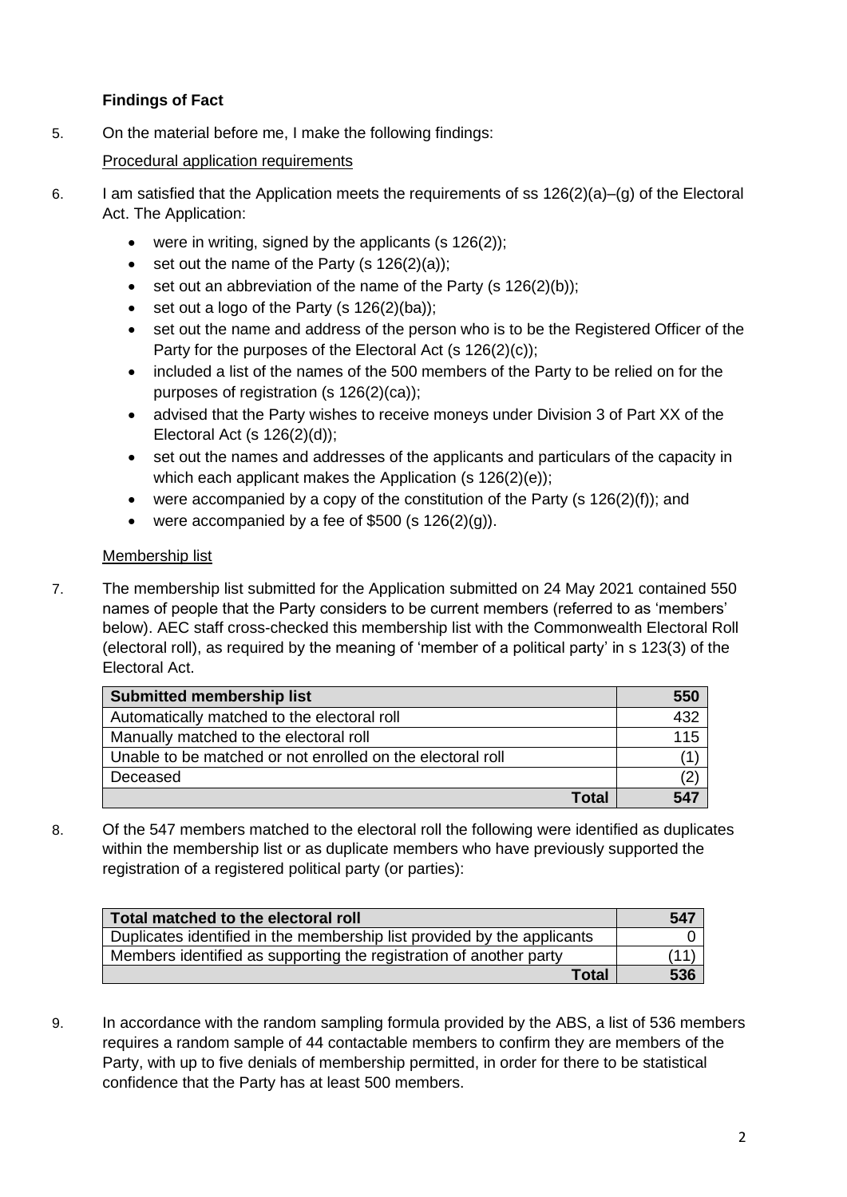**Findings of Fact**

5. On the material before me, I make the following findings:

<u>Procedural application requirements</u>

6. I am satisfied that the Application meets the requirements of ss 126(2)(a)–(g) of the Electoral Act. The Application:

- were in writing, signed by the applicants (s 126(2));
- set out the name of the Party (s 126(2)(a));
- set out an abbreviation of the name of the Party (s 126(2)(b));
- set out a logo of the Party (s 126(2)(ba));
- set out the name and address of the person who is to be the Registered Officer of the Party for the purposes of the Electoral Act (s 126(2)(c));
- included a list of the names of the 500 members of the Party to be relied on for the purposes of registration (s 126(2)(ca));
- advised that the Party wishes to receive moneys under Division 3 of Part XX of the Electoral Act (s 126(2)(d));
- set out the names and addresses of the applicants and particulars of the capacity in which each applicant makes the Application (s 126(2)(e));
- were accompanied by a copy of the constitution of the Party (s 126(2)(f)); and
- were accompanied by a fee of $500 (s 126(2)(g)).

<u>Membership list</u>

7. The membership list submitted for the Application submitted on 24 May 2021 contained 550 names of people that the Party considers to be current members (referred to as 'members' below). AEC staff cross-checked this membership list with the Commonwealth Electoral Roll (electoral roll), as required by the meaning of 'member of a political party' in s 123(3) of the Electoral Act.

| **Submitted membership list** | **550** |
|---|---|
| Automatically matched to the electoral roll | 432 |
| Manually matched to the electoral roll | 115 |
| Unable to be matched or not enrolled on the electoral roll | (1) |
| Deceased | (2) |
| **Total** | **547** |

8. Of the 547 members matched to the electoral roll the following were identified as duplicates within the membership list or as duplicate members who have previously supported the registration of a registered political party (or parties):

| **Total matched to the electoral roll** | **547** |
|---|---|
| Duplicates identified in the membership list provided by the applicants | 0 |
| Members identified as supporting the registration of another party | (11) |
| **Total** | **536** |

9. In accordance with the random sampling formula provided by the ABS, a list of 536 members requires a random sample of 44 contactable members to confirm they are members of the Party, with up to five denials of membership permitted, in order for there to be statistical confidence that the Party has at least 500 members.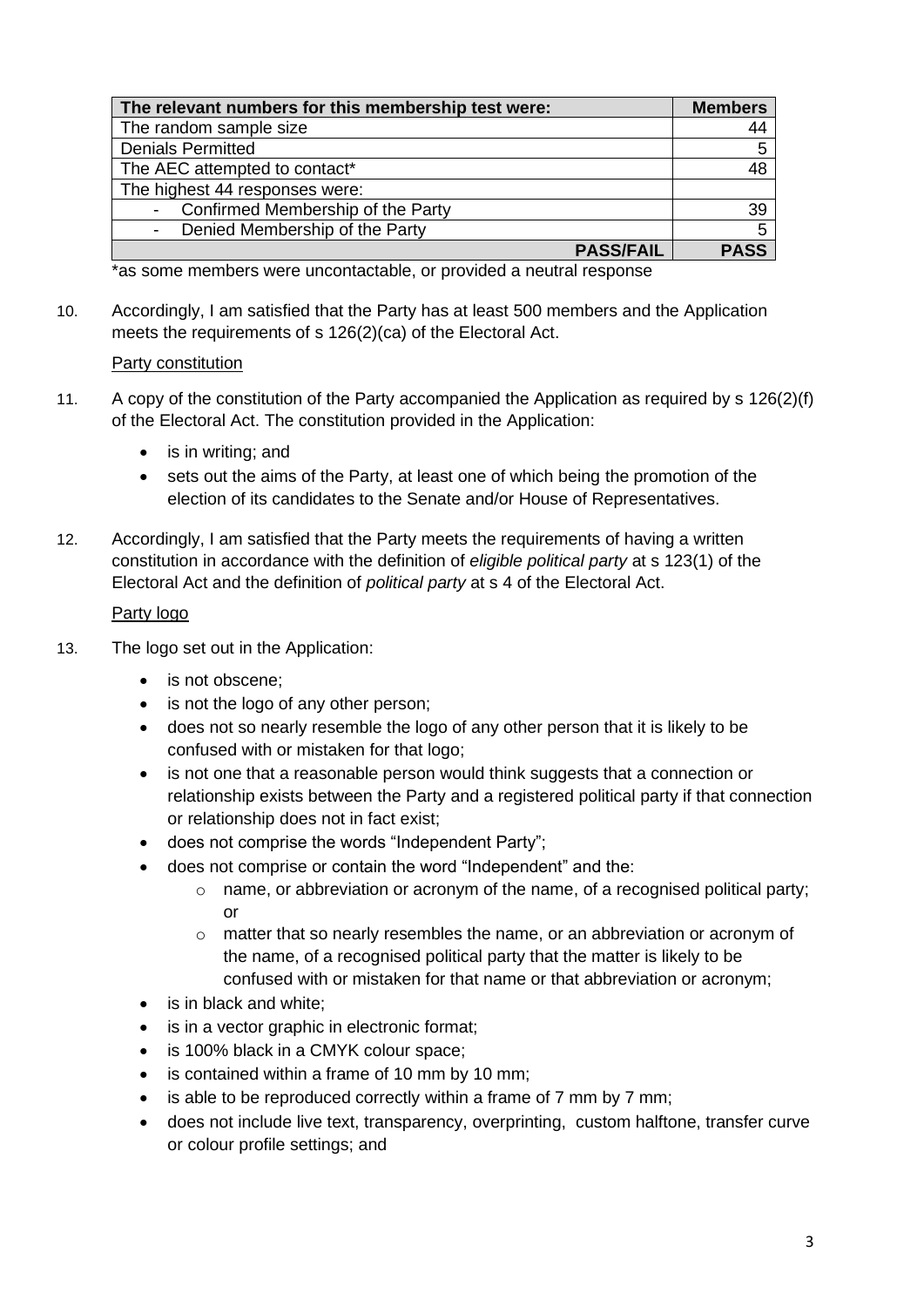| The relevant numbers for this membership test were: | Members |
|---|---|
| The random sample size | 44 |
| Denials Permitted | 5 |
| The AEC attempted to contact* | 48 |
| The highest 44 responses were: | |
| - Confirmed Membership of the Party | 39 |
| - Denied Membership of the Party | 5 |
| **PASS/FAIL** | **PASS** |

*as some members were uncontactable, or provided a neutral response

10. Accordingly, I am satisfied that the Party has at least 500 members and the Application meets the requirements of s 126(2)(ca) of the Electoral Act.

Party constitution

11. A copy of the constitution of the Party accompanied the Application as required by s 126(2)(f) of the Electoral Act. The constitution provided in the Application:
    - is in writing; and
    - sets out the aims of the Party, at least one of which being the promotion of the election of its candidates to the Senate and/or House of Representatives.

12. Accordingly, I am satisfied that the Party meets the requirements of having a written constitution in accordance with the definition of *eligible political party* at s 123(1) of the Electoral Act and the definition of *political party* at s 4 of the Electoral Act.

Party logo

13. The logo set out in the Application:
    - is not obscene;
    - is not the logo of any other person;
    - does not so nearly resemble the logo of any other person that it is likely to be confused with or mistaken for that logo;
    - is not one that a reasonable person would think suggests that a connection or relationship exists between the Party and a registered political party if that connection or relationship does not in fact exist;
    - does not comprise the words "Independent Party";
    - does not comprise or contain the word "Independent" and the:
        - name, or abbreviation or acronym of the name, of a recognised political party; or
        - matter that so nearly resembles the name, or an abbreviation or acronym of the name, of a recognised political party that the matter is likely to be confused with or mistaken for that name or that abbreviation or acronym;
    - is in black and white;
    - is in a vector graphic in electronic format;
    - is 100% black in a CMYK colour space;
    - is contained within a frame of 10 mm by 10 mm;
    - is able to be reproduced correctly within a frame of 7 mm by 7 mm;
    - does not include live text, transparency, overprinting, custom halftone, transfer curve or colour profile settings; and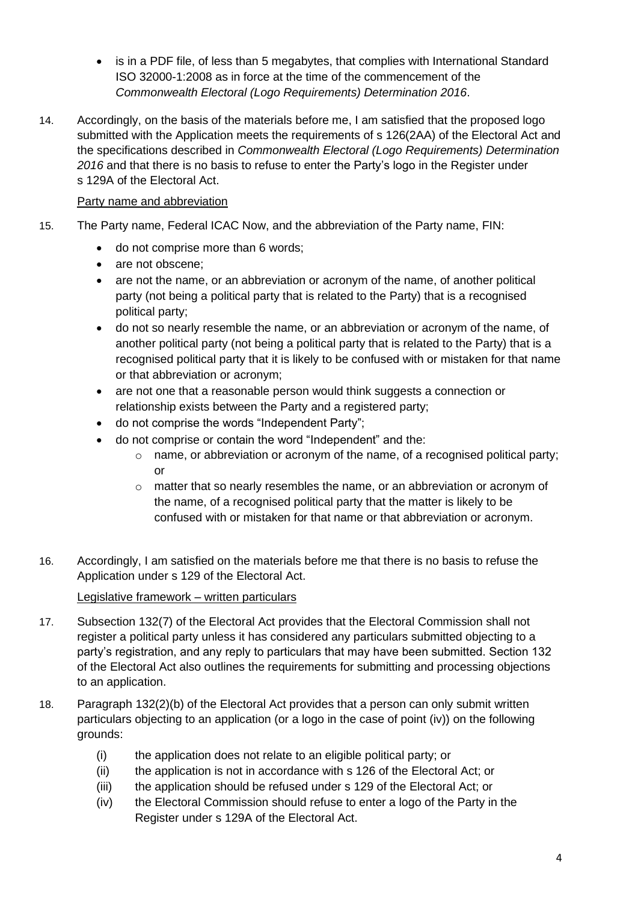- is in a PDF file, of less than 5 megabytes, that complies with International Standard ISO 32000-1:2008 as in force at the time of the commencement of the *Commonwealth Electoral (Logo Requirements) Determination 2016*.

14. Accordingly, on the basis of the materials before me, I am satisfied that the proposed logo submitted with the Application meets the requirements of s 126(2AA) of the Electoral Act and the specifications described in *Commonwealth Electoral (Logo Requirements) Determination 2016* and that there is no basis to refuse to enter the Party's logo in the Register under s 129A of the Electoral Act.

<u>Party name and abbreviation</u>

15. The Party name, Federal ICAC Now, and the abbreviation of the Party name, FIN:
    - do not comprise more than 6 words;
    - are not obscene;
    - are not the name, or an abbreviation or acronym of the name, of another political party (not being a political party that is related to the Party) that is a recognised political party;
    - do not so nearly resemble the name, or an abbreviation or acronym of the name, of another political party (not being a political party that is related to the Party) that is a recognised political party that it is likely to be confused with or mistaken for that name or that abbreviation or acronym;
    - are not one that a reasonable person would think suggests a connection or relationship exists between the Party and a registered party;
    - do not comprise the words "Independent Party";
    - do not comprise or contain the word "Independent" and the:
        - name, or abbreviation or acronym of the name, of a recognised political party; or
        - matter that so nearly resembles the name, or an abbreviation or acronym of the name, of a recognised political party that the matter is likely to be confused with or mistaken for that name or that abbreviation or acronym.

16. Accordingly, I am satisfied on the materials before me that there is no basis to refuse the Application under s 129 of the Electoral Act.

<u>Legislative framework – written particulars</u>

17. Subsection 132(7) of the Electoral Act provides that the Electoral Commission shall not register a political party unless it has considered any particulars submitted objecting to a party's registration, and any reply to particulars that may have been submitted. Section 132 of the Electoral Act also outlines the requirements for submitting and processing objections to an application.

18. Paragraph 132(2)(b) of the Electoral Act provides that a person can only submit written particulars objecting to an application (or a logo in the case of point (iv)) on the following grounds:
    - (i) the application does not relate to an eligible political party; or
    - (ii) the application is not in accordance with s 126 of the Electoral Act; or
    - (iii) the application should be refused under s 129 of the Electoral Act; or
    - (iv) the Electoral Commission should refuse to enter a logo of the Party in the Register under s 129A of the Electoral Act.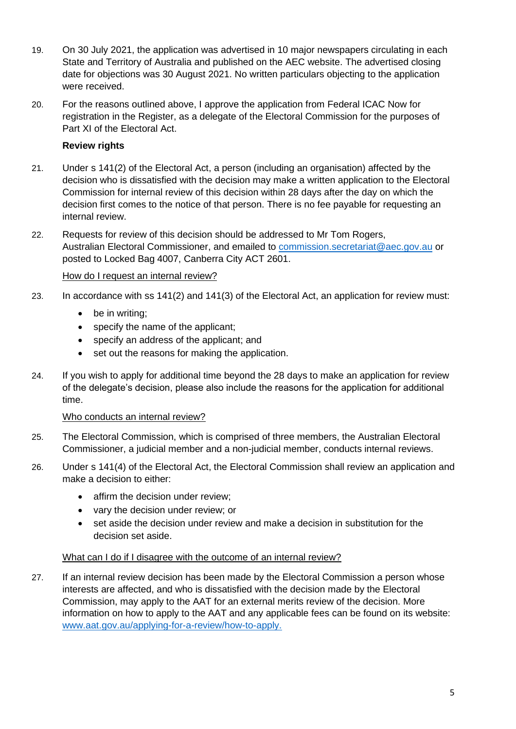19. On 30 July 2021, the application was advertised in 10 major newspapers circulating in each State and Territory of Australia and published on the AEC website. The advertised closing date for objections was 30 August 2021. No written particulars objecting to the application were received.

20. For the reasons outlined above, I approve the application from Federal ICAC Now for registration in the Register, as a delegate of the Electoral Commission for the purposes of Part XI of the Electoral Act.

**Review rights**

21. Under s 141(2) of the Electoral Act, a person (including an organisation) affected by the decision who is dissatisfied with the decision may make a written application to the Electoral Commission for internal review of this decision within 28 days after the day on which the decision first comes to the notice of that person. There is no fee payable for requesting an internal review.

22. Requests for review of this decision should be addressed to Mr Tom Rogers, Australian Electoral Commissioner, and emailed to commission.secretariat@aec.gov.au or posted to Locked Bag 4007, Canberra City ACT 2601.

<u>How do I request an internal review?</u>

23. In accordance with ss 141(2) and 141(3) of the Electoral Act, an application for review must:
    - be in writing;
    - specify the name of the applicant;
    - specify an address of the applicant; and
    - set out the reasons for making the application.

24. If you wish to apply for additional time beyond the 28 days to make an application for review of the delegate's decision, please also include the reasons for the application for additional time.

<u>Who conducts an internal review?</u>

25. The Electoral Commission, which is comprised of three members, the Australian Electoral Commissioner, a judicial member and a non-judicial member, conducts internal reviews.

26. Under s 141(4) of the Electoral Act, the Electoral Commission shall review an application and make a decision to either:
    - affirm the decision under review;
    - vary the decision under review; or
    - set aside the decision under review and make a decision in substitution for the decision set aside.

<u>What can I do if I disagree with the outcome of an internal review?</u>

27. If an internal review decision has been made by the Electoral Commission a person whose interests are affected, and who is dissatisfied with the decision made by the Electoral Commission, may apply to the AAT for an external merits review of the decision. More information on how to apply to the AAT and any applicable fees can be found on its website: www.aat.gov.au/applying-for-a-review/how-to-apply.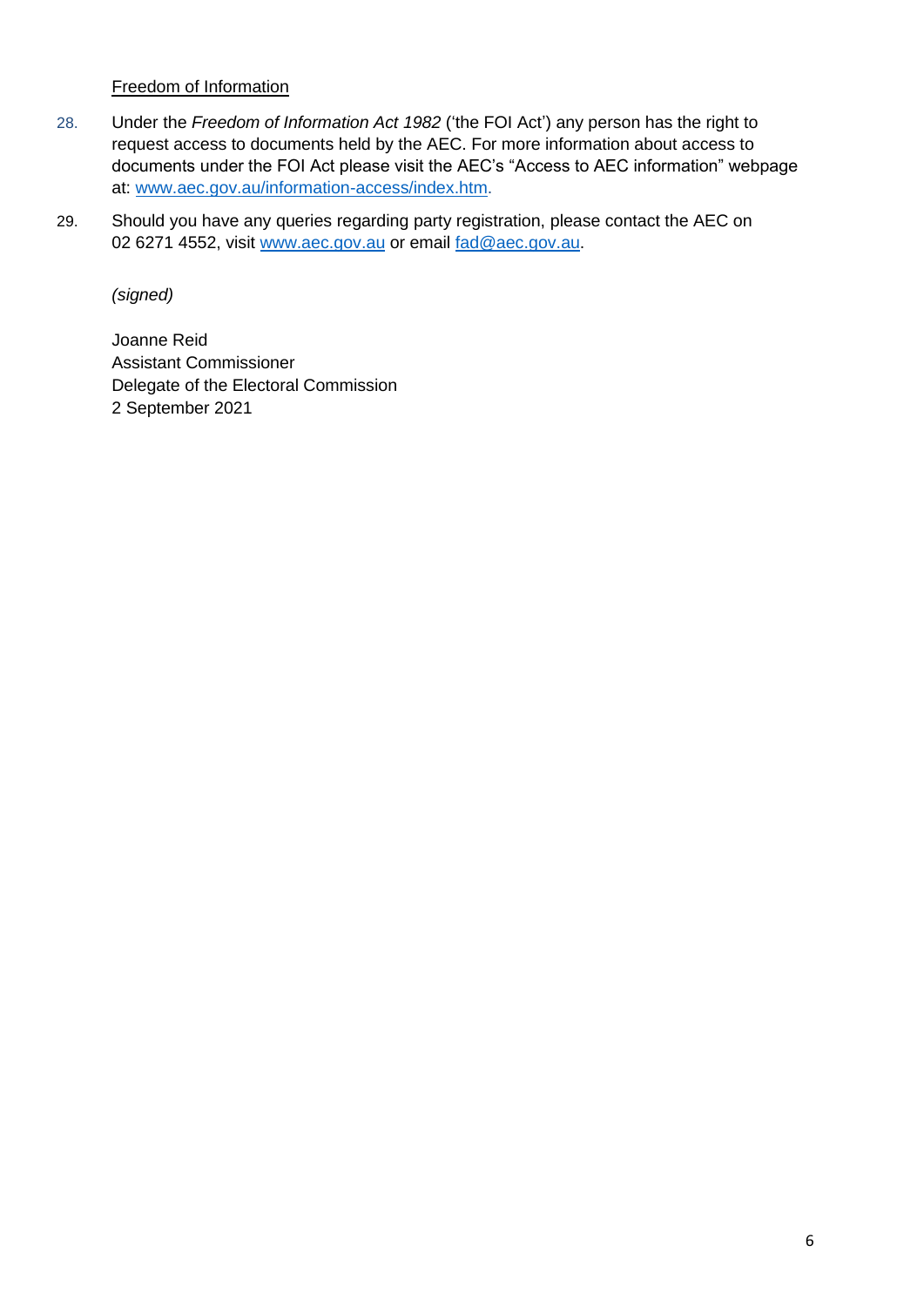Freedom of Information

28. Under the *Freedom of Information Act 1982* ('the FOI Act') any person has the right to request access to documents held by the AEC. For more information about access to documents under the FOI Act please visit the AEC's "Access to AEC information" webpage at: www.aec.gov.au/information-access/index.htm.

29. Should you have any queries regarding party registration, please contact the AEC on 02 6271 4552, visit www.aec.gov.au or email fad@aec.gov.au.

*(signed)*

Joanne Reid
Assistant Commissioner
Delegate of the Electoral Commission
2 September 2021